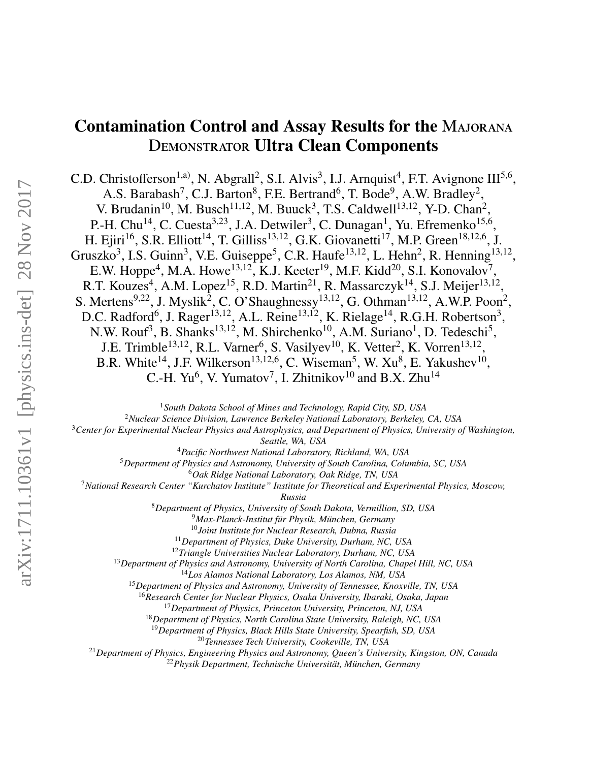# Contamination Control and Assay Results for the MAJORANA DEMONSTRATOR Ultra Clean Components

C.D. Christofferson[1,a)], N. Abgrall[2], S.I. Alvis[3], I.J. Arnquist[4], F.T. Avignone III[5,6], A.S. Barabash[7], C.J. Barton[8], F.E. Bertrand[6], T. Bode[9], A.W. Bradley[2], V. Brudanin[10], M. Busch[11,12], M. Buuck[3], T.S. Caldwell[13,12], Y-D. Chan[2], P.-H. Chu[14], C. Cuesta[3,23], J.A. Detwiler[3], C. Dunagan[1], Yu. Efremenko[15,6], H. Ejiri[16], S.R. Elliott[14], T. Gilliss[13,12], G.K. Giovanetti[17], M.P. Green[18,12,6], J. Gruszko[3], I.S. Guinn[3], V.E. Guiseppe[5], C.R. Haufe[13,12], L. Hehn[2], R. Henning[13,12], E.W. Hoppe[4], M.A. Howe[13,12], K.J. Keeter[19], M.F. Kidd[20], S.I. Konovalov[7], R.T. Kouzes[4], A.M. Lopez[15], R.D. Martin[21], R. Massarczyk[14], S.J. Meijer[13,12], S. Mertens[9,22], J. Myslik[2], C. O'Shaughnessy[13,12], G. Othman[13,12], A.W.P. Poon[2], D.C. Radford[6], J. Rager[13,12], A.L. Reine[13,12], K. Rielage[14], R.G.H. Robertson[3], N.W. Rouf[3], B. Shanks[13,12], M. Shirchenko[10], A.M. Suriano[1], D. Tedeschi[5], J.E. Trimble[13,12], R.L. Varner[6], S. Vasilyev[10], K. Vetter[2], K. Vorren[13,12], B.R. White[14], J.F. Wilkerson[13,12,6], C. Wiseman[5], W. Xu[8], E. Yakushev[10], C.-H. Yu[6], V. Yumatov[7], I. Zhitnikov[10] and B.X. Zhu[14]

[1]*South Dakota School of Mines and Technology, Rapid City, SD, USA*
[2]*Nuclear Science Division, Lawrence Berkeley National Laboratory, Berkeley, CA, USA*
[3]*Center for Experimental Nuclear Physics and Astrophysics, and Department of Physics, University of Washington, Seattle, WA, USA*
[4]*Pacific Northwest National Laboratory, Richland, WA, USA*
[5]*Department of Physics and Astronomy, University of South Carolina, Columbia, SC, USA*
[6]*Oak Ridge National Laboratory, Oak Ridge, TN, USA*
[7]*National Research Center "Kurchatov Institute" Institute for Theoretical and Experimental Physics, Moscow, Russia*
[8]*Department of Physics, University of South Dakota, Vermillion, SD, USA*
[9]*Max-Planck-Institut für Physik, München, Germany*
[10]*Joint Institute for Nuclear Research, Dubna, Russia*
[11]*Department of Physics, Duke University, Durham, NC, USA*
[12]*Triangle Universities Nuclear Laboratory, Durham, NC, USA*
[13]*Department of Physics and Astronomy, University of North Carolina, Chapel Hill, NC, USA*
[14]*Los Alamos National Laboratory, Los Alamos, NM, USA*
[15]*Department of Physics and Astronomy, University of Tennessee, Knoxville, TN, USA*
[16]*Research Center for Nuclear Physics, Osaka University, Ibaraki, Osaka, Japan*
[17]*Department of Physics, Princeton University, Princeton, NJ, USA*
[18]*Department of Physics, North Carolina State University, Raleigh, NC, USA*
[19]*Department of Physics, Black Hills State University, Spearfish, SD, USA*
[20]*Tennessee Tech University, Cookeville, TN, USA*
[21]*Department of Physics, Engineering Physics and Astronomy, Queen's University, Kingston, ON, Canada*
[22]*Physik Department, Technische Universität, München, Germany*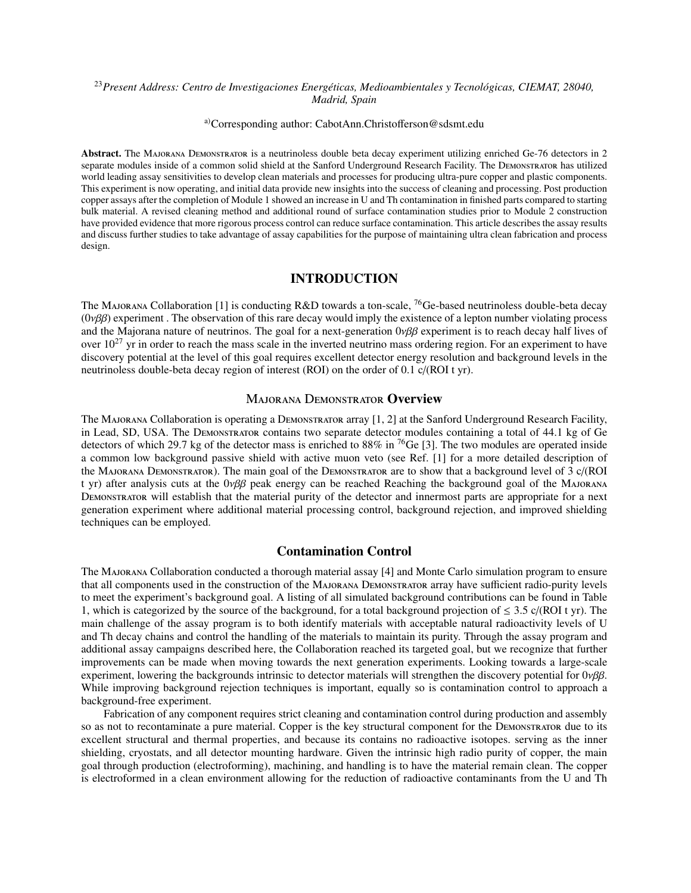[23] *Present Address: Centro de Investigaciones Energéticas, Medioambientales y Tecnológicas, CIEMAT, 28040, Madrid, Spain*

[a)] Corresponding author: CabotAnn.Christofferson@sdsmt.edu

**Abstract.** The MAJORANA DEMONSTRATOR is a neutrinoless double beta decay experiment utilizing enriched Ge-76 detectors in 2 separate modules inside of a common solid shield at the Sanford Underground Research Facility. The DEMONSTRATOR has utilized world leading assay sensitivities to develop clean materials and processes for producing ultra-pure copper and plastic components. This experiment is now operating, and initial data provide new insights into the success of cleaning and processing. Post production copper assays after the completion of Module 1 showed an increase in U and Th contamination in finished parts compared to starting bulk material. A revised cleaning method and additional round of surface contamination studies prior to Module 2 construction have provided evidence that more rigorous process control can reduce surface contamination. This article describes the assay results and discuss further studies to take advantage of assay capabilities for the purpose of maintaining ultra clean fabrication and process design.

## INTRODUCTION

The MAJORANA Collaboration [1] is conducting R&D towards a ton-scale, $^{76}$Ge-based neutrinoless double-beta decay ($0\nu\beta\beta$) experiment . The observation of this rare decay would imply the existence of a lepton number violating process and the Majorana nature of neutrinos. The goal for a next-generation $0\nu\beta\beta$ experiment is to reach decay half lives of over $10^{27}$ yr in order to reach the mass scale in the inverted neutrino mass ordering region. For an experiment to have discovery potential at the level of this goal requires excellent detector energy resolution and background levels in the neutrinoless double-beta decay region of interest (ROI) on the order of 0.1 c/(ROI t yr).

### MAJORANA DEMONSTRATOR Overview

The MAJORANA Collaboration is operating a DEMONSTRATOR array [1, 2] at the Sanford Underground Research Facility, in Lead, SD, USA. The DEMONSTRATOR contains two separate detector modules containing a total of 44.1 kg of Ge detectors of which 29.7 kg of the detector mass is enriched to 88% in $^{76}$Ge [3]. The two modules are operated inside a common low background passive shield with active muon veto (see Ref. [1] for a more detailed description of the MAJORANA DEMONSTRATOR). The main goal of the DEMONSTRATOR are to show that a background level of 3 c/(ROI t yr) after analysis cuts at the $0\nu\beta\beta$ peak energy can be reached Reaching the background goal of the MAJORANA DEMONSTRATOR will establish that the material purity of the detector and innermost parts are appropriate for a next generation experiment where additional material processing control, background rejection, and improved shielding techniques can be employed.

### Contamination Control

The MAJORANA Collaboration conducted a thorough material assay [4] and Monte Carlo simulation program to ensure that all components used in the construction of the MAJORANA DEMONSTRATOR array have sufficient radio-purity levels to meet the experiment's background goal. A listing of all simulated background contributions can be found in Table 1, which is categorized by the source of the background, for a total background projection of $\leq$ 3.5 c/(ROI t yr). The main challenge of the assay program is to both identify materials with acceptable natural radioactivity levels of U and Th decay chains and control the handling of the materials to maintain its purity. Through the assay program and additional assay campaigns described here, the Collaboration reached its targeted goal, but we recognize that further improvements can be made when moving towards the next generation experiments. Looking towards a large-scale experiment, lowering the backgrounds intrinsic to detector materials will strengthen the discovery potential for $0\nu\beta\beta$. While improving background rejection techniques is important, equally so is contamination control to approach a background-free experiment.

Fabrication of any component requires strict cleaning and contamination control during production and assembly so as not to recontaminate a pure material. Copper is the key structural component for the DEMONSTRATOR due to its excellent structural and thermal properties, and because its contains no radioactive isotopes. serving as the inner shielding, cryostats, and all detector mounting hardware. Given the intrinsic high radio purity of copper, the main goal through production (electroforming), machining, and handling is to have the material remain clean. The copper is electroformed in a clean environment allowing for the reduction of radioactive contaminants from the U and Th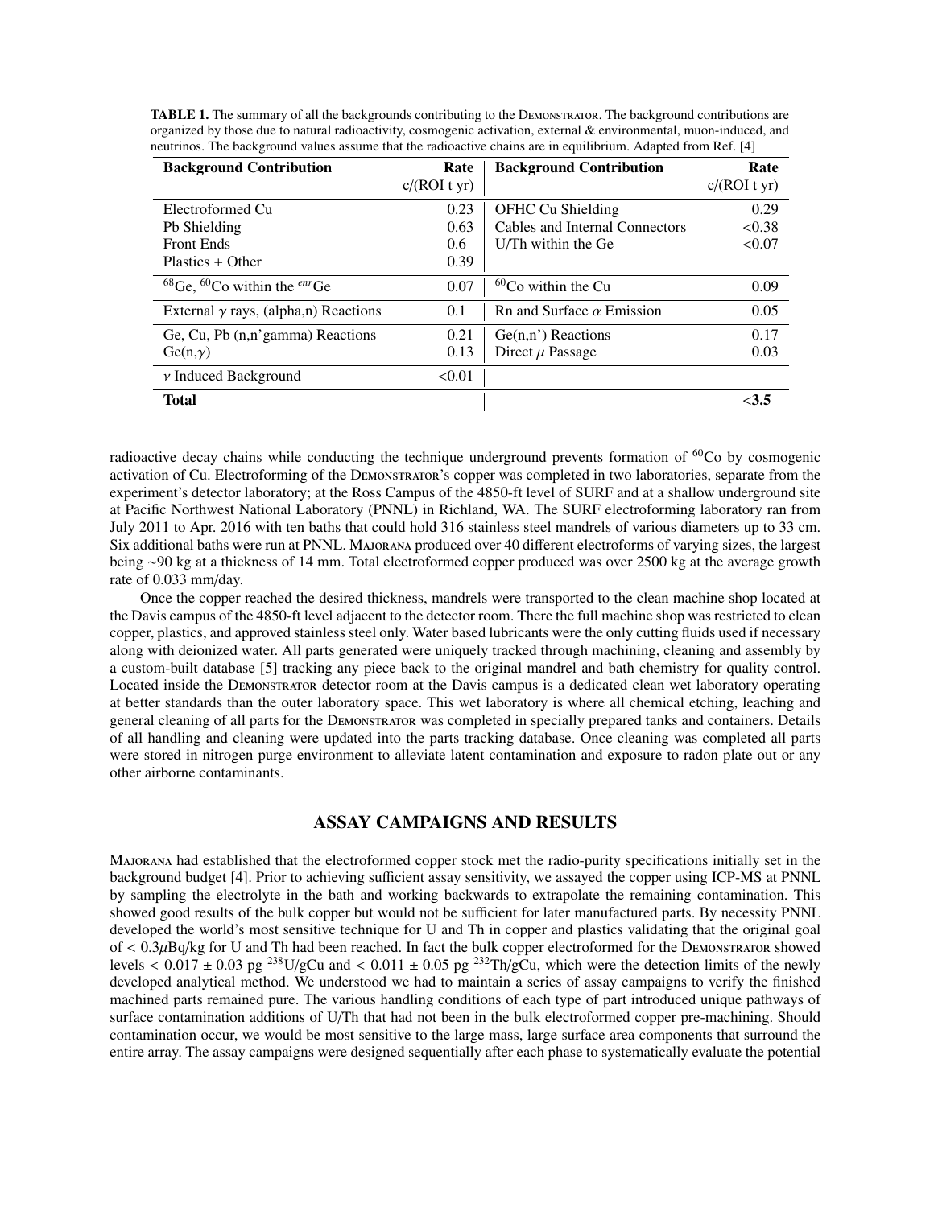**TABLE 1.** The summary of all the backgrounds contributing to the Demonstrator. The background contributions are organized by those due to natural radioactivity, cosmogenic activation, external & environmental, muon-induced, and neutrinos. The background values assume that the radioactive chains are in equilibrium. Adapted from Ref. [4]

| Background Contribution | Rate c/(ROI t yr) | Background Contribution | Rate c/(ROI t yr) |
|---|---|---|---|
| Electroformed Cu | 0.23 | OFHC Cu Shielding | 0.29 |
| Pb Shielding | 0.63 | Cables and Internal Connectors | <0.38 |
| Front Ends | 0.6 | U/Th within the Ge | <0.07 |
| Plastics + Other | 0.39 | | |
| $^{68}$Ge, $^{60}$Co within the $^{enr}$Ge | 0.07 | $^{60}$Co within the Cu | 0.09 |
| External $\gamma$ rays, (alpha,n) Reactions | 0.1 | Rn and Surface $\alpha$ Emission | 0.05 |
| Ge, Cu, Pb (n,n'gamma) Reactions | 0.21 | Ge(n,n') Reactions | 0.17 |
| Ge(n,$\gamma$) | 0.13 | Direct $\mu$ Passage | 0.03 |
| $\nu$ Induced Background | <0.01 | | |
| **Total** | | | **<3.5** |

radioactive decay chains while conducting the technique underground prevents formation of $^{60}$Co by cosmogenic activation of Cu. Electroforming of the Demonstrator's copper was completed in two laboratories, separate from the experiment's detector laboratory; at the Ross Campus of the 4850-ft level of SURF and at a shallow underground site at Pacific Northwest National Laboratory (PNNL) in Richland, WA. The SURF electroforming laboratory ran from July 2011 to Apr. 2016 with ten baths that could hold 316 stainless steel mandrels of various diameters up to 33 cm. Six additional baths were run at PNNL. Majorana produced over 40 different electroforms of varying sizes, the largest being ~90 kg at a thickness of 14 mm. Total electroformed copper produced was over 2500 kg at the average growth rate of 0.033 mm/day.

Once the copper reached the desired thickness, mandrels were transported to the clean machine shop located at the Davis campus of the 4850-ft level adjacent to the detector room. There the full machine shop was restricted to clean copper, plastics, and approved stainless steel only. Water based lubricants were the only cutting fluids used if necessary along with deionized water. All parts generated were uniquely tracked through machining, cleaning and assembly by a custom-built database [5] tracking any piece back to the original mandrel and bath chemistry for quality control. Located inside the Demonstrator detector room at the Davis campus is a dedicated clean wet laboratory operating at better standards than the outer laboratory space. This wet laboratory is where all chemical etching, leaching and general cleaning of all parts for the Demonstrator was completed in specially prepared tanks and containers. Details of all handling and cleaning were updated into the parts tracking database. Once cleaning was completed all parts were stored in nitrogen purge environment to alleviate latent contamination and exposure to radon plate out or any other airborne contaminants.

## ASSAY CAMPAIGNS AND RESULTS

Majorana had established that the electroformed copper stock met the radio-purity specifications initially set in the background budget [4]. Prior to achieving sufficient assay sensitivity, we assayed the copper using ICP-MS at PNNL by sampling the electrolyte in the bath and working backwards to extrapolate the remaining contamination. This showed good results of the bulk copper but would not be sufficient for later manufactured parts. By necessity PNNL developed the world's most sensitive technique for U and Th in copper and plastics validating that the original goal of $< 0.3\mu$Bq/kg for U and Th had been reached. In fact the bulk copper electroformed for the Demonstrator showed levels $< 0.017 \pm 0.03$ pg $^{238}$U/gCu and $< 0.011 \pm 0.05$ pg $^{232}$Th/gCu, which were the detection limits of the newly developed analytical method. We understood we had to maintain a series of assay campaigns to verify the finished machined parts remained pure. The various handling conditions of each type of part introduced unique pathways of surface contamination additions of U/Th that had not been in the bulk electroformed copper pre-machining. Should contamination occur, we would be most sensitive to the large mass, large surface area components that surround the entire array. The assay campaigns were designed sequentially after each phase to systematically evaluate the potential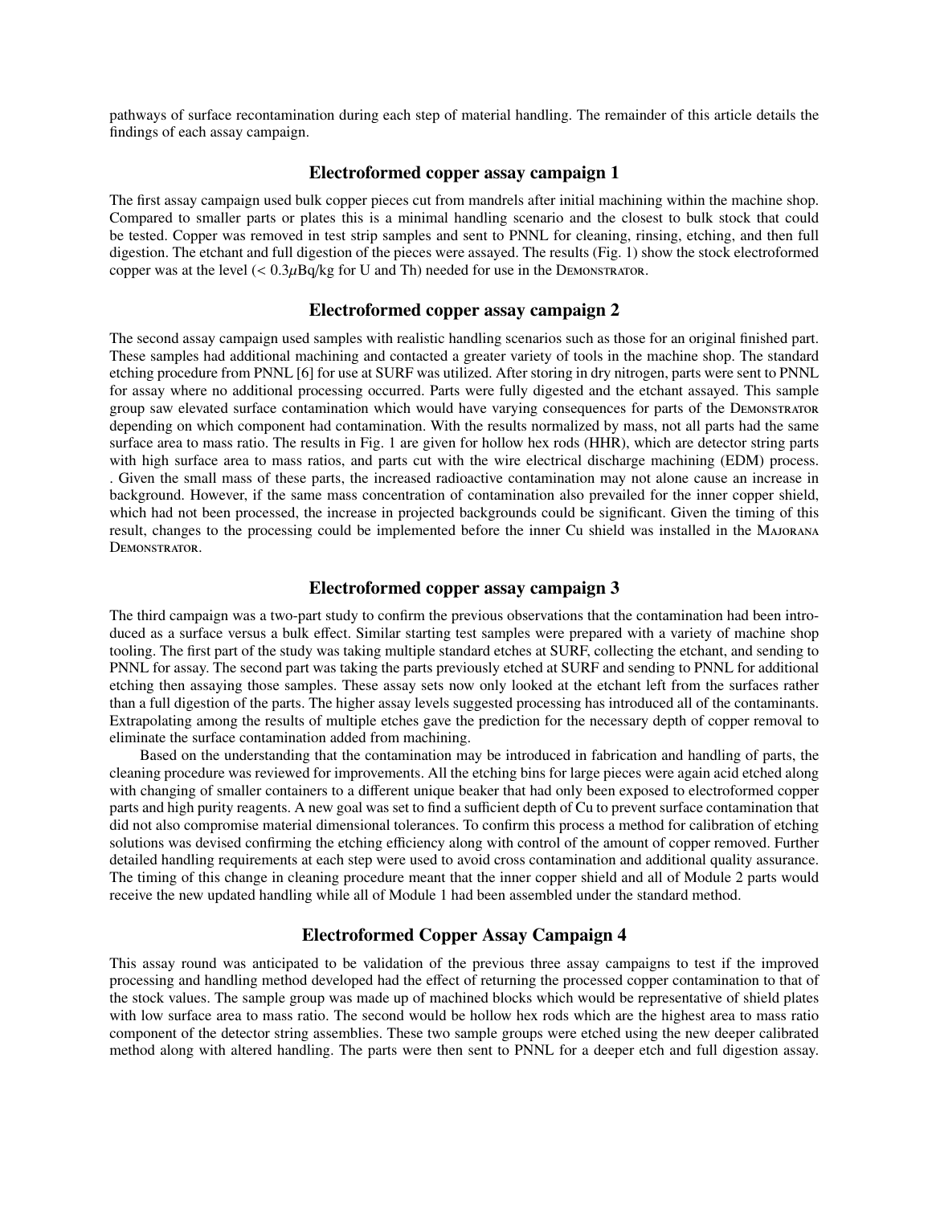pathways of surface recontamination during each step of material handling. The remainder of this article details the findings of each assay campaign.

## Electroformed copper assay campaign 1

The first assay campaign used bulk copper pieces cut from mandrels after initial machining within the machine shop. Compared to smaller parts or plates this is a minimal handling scenario and the closest to bulk stock that could be tested. Copper was removed in test strip samples and sent to PNNL for cleaning, rinsing, etching, and then full digestion. The etchant and full digestion of the pieces were assayed. The results (Fig. 1) show the stock electroformed copper was at the level ($< 0.3\mu$Bq/kg for U and Th) needed for use in the Demonstrator.

## Electroformed copper assay campaign 2

The second assay campaign used samples with realistic handling scenarios such as those for an original finished part. These samples had additional machining and contacted a greater variety of tools in the machine shop. The standard etching procedure from PNNL [6] for use at SURF was utilized. After storing in dry nitrogen, parts were sent to PNNL for assay where no additional processing occurred. Parts were fully digested and the etchant assayed. This sample group saw elevated surface contamination which would have varying consequences for parts of the Demonstrator depending on which component had contamination. With the results normalized by mass, not all parts had the same surface area to mass ratio. The results in Fig. 1 are given for hollow hex rods (HHR), which are detector string parts with high surface area to mass ratios, and parts cut with the wire electrical discharge machining (EDM) process. . Given the small mass of these parts, the increased radioactive contamination may not alone cause an increase in background. However, if the same mass concentration of contamination also prevailed for the inner copper shield, which had not been processed, the increase in projected backgrounds could be significant. Given the timing of this result, changes to the processing could be implemented before the inner Cu shield was installed in the Majorana Demonstrator.

## Electroformed copper assay campaign 3

The third campaign was a two-part study to confirm the previous observations that the contamination had been introduced as a surface versus a bulk effect. Similar starting test samples were prepared with a variety of machine shop tooling. The first part of the study was taking multiple standard etches at SURF, collecting the etchant, and sending to PNNL for assay. The second part was taking the parts previously etched at SURF and sending to PNNL for additional etching then assaying those samples. These assay sets now only looked at the etchant left from the surfaces rather than a full digestion of the parts. The higher assay levels suggested processing has introduced all of the contaminants. Extrapolating among the results of multiple etches gave the prediction for the necessary depth of copper removal to eliminate the surface contamination added from machining.

Based on the understanding that the contamination may be introduced in fabrication and handling of parts, the cleaning procedure was reviewed for improvements. All the etching bins for large pieces were again acid etched along with changing of smaller containers to a different unique beaker that had only been exposed to electroformed copper parts and high purity reagents. A new goal was set to find a sufficient depth of Cu to prevent surface contamination that did not also compromise material dimensional tolerances. To confirm this process a method for calibration of etching solutions was devised confirming the etching efficiency along with control of the amount of copper removed. Further detailed handling requirements at each step were used to avoid cross contamination and additional quality assurance. The timing of this change in cleaning procedure meant that the inner copper shield and all of Module 2 parts would receive the new updated handling while all of Module 1 had been assembled under the standard method.

## Electroformed Copper Assay Campaign 4

This assay round was anticipated to be validation of the previous three assay campaigns to test if the improved processing and handling method developed had the effect of returning the processed copper contamination to that of the stock values. The sample group was made up of machined blocks which would be representative of shield plates with low surface area to mass ratio. The second would be hollow hex rods which are the highest area to mass ratio component of the detector string assemblies. These two sample groups were etched using the new deeper calibrated method along with altered handling. The parts were then sent to PNNL for a deeper etch and full digestion assay.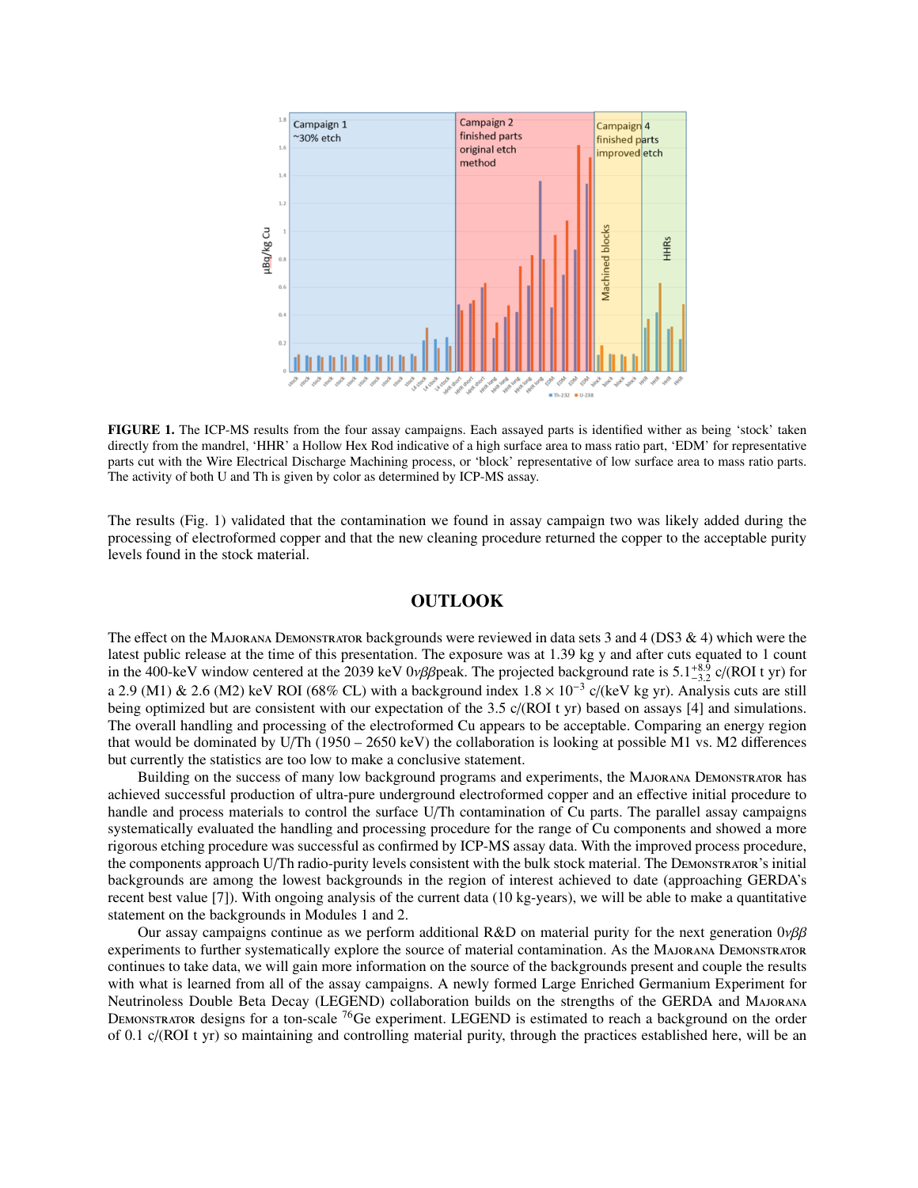**FIGURE 1.** The ICP-MS results from the four assay campaigns. Each assayed parts is identified wither as being 'stock' taken directly from the mandrel, 'HHR' a Hollow Hex Rod indicative of a high surface area to mass ratio part, 'EDM' for representative parts cut with the Wire Electrical Discharge Machining process, or 'block' representative of low surface area to mass ratio parts. The activity of both U and Th is given by color as determined by ICP-MS assay.

The results (Fig. 1) validated that the contamination we found in assay campaign two was likely added during the processing of electroformed copper and that the new cleaning procedure returned the copper to the acceptable purity levels found in the stock material.

## OUTLOOK

The effect on the Majorana Demonstrator backgrounds were reviewed in data sets 3 and 4 (DS3 & 4) which were the latest public release at the time of this presentation. The exposure was at 1.39 kg y and after cuts equated to 1 count in the 400-keV window centered at the 2039 keV $0\nu\beta\beta$peak. The projected background rate is $5.1^{+8.9}_{-3.2}$ c/(ROI t yr) for a 2.9 (M1) & 2.6 (M2) keV ROI (68% CL) with a background index $1.8 \times 10^{-3}$ c/(keV kg yr). Analysis cuts are still being optimized but are consistent with our expectation of the 3.5 c/(ROI t yr) based on assays [4] and simulations. The overall handling and processing of the electroformed Cu appears to be acceptable. Comparing an energy region that would be dominated by U/Th (1950 – 2650 keV) the collaboration is looking at possible M1 vs. M2 differences but currently the statistics are too low to make a conclusive statement.

Building on the success of many low background programs and experiments, the Majorana Demonstrator has achieved successful production of ultra-pure underground electroformed copper and an effective initial procedure to handle and process materials to control the surface U/Th contamination of Cu parts. The parallel assay campaigns systematically evaluated the handling and processing procedure for the range of Cu components and showed a more rigorous etching procedure was successful as confirmed by ICP-MS assay data. With the improved process procedure, the components approach U/Th radio-purity levels consistent with the bulk stock material. The Demonstrator's initial backgrounds are among the lowest backgrounds in the region of interest achieved to date (approaching GERDA's recent best value [7]). With ongoing analysis of the current data (10 kg-years), we will be able to make a quantitative statement on the backgrounds in Modules 1 and 2.

Our assay campaigns continue as we perform additional R&D on material purity for the next generation $0\nu\beta\beta$ experiments to further systematically explore the source of material contamination. As the Majorana Demonstrator continues to take data, we will gain more information on the source of the backgrounds present and couple the results with what is learned from all of the assay campaigns. A newly formed Large Enriched Germanium Experiment for Neutrinoless Double Beta Decay (LEGEND) collaboration builds on the strengths of the GERDA and Majorana Demonstrator designs for a ton-scale $^{76}$Ge experiment. LEGEND is estimated to reach a background on the order of 0.1 c/(ROI t yr) so maintaining and controlling material purity, through the practices established here, will be an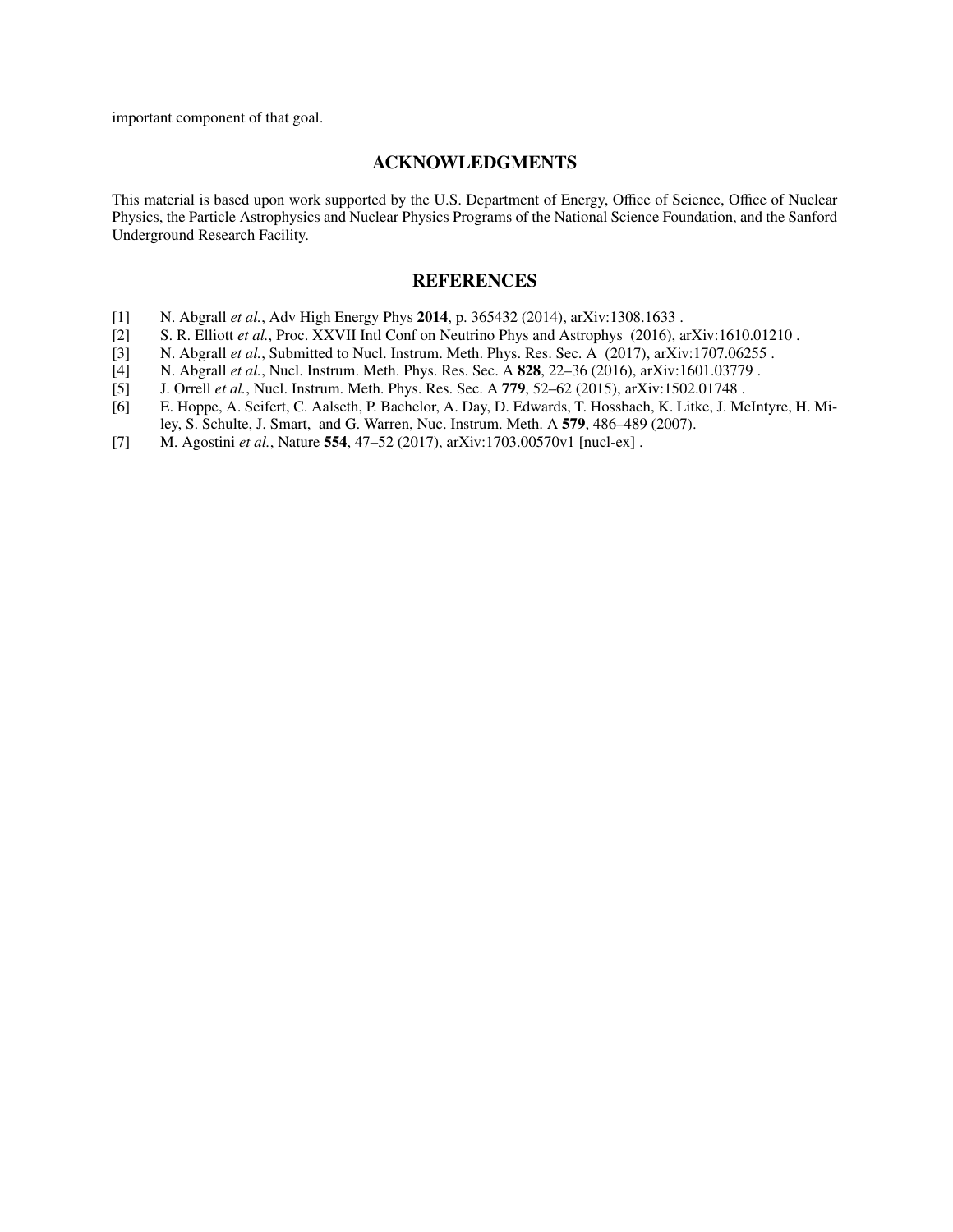important component of that goal.

## ACKNOWLEDGMENTS

This material is based upon work supported by the U.S. Department of Energy, Office of Science, Office of Nuclear Physics, the Particle Astrophysics and Nuclear Physics Programs of the National Science Foundation, and the Sanford Underground Research Facility.

## REFERENCES

[1] N. Abgrall *et al.*, Adv High Energy Phys **2014**, p. 365432 (2014), arXiv:1308.1633 .

[2] S. R. Elliott *et al.*, Proc. XXVII Intl Conf on Neutrino Phys and Astrophys (2016), arXiv:1610.01210 .

[3] N. Abgrall *et al.*, Submitted to Nucl. Instrum. Meth. Phys. Res. Sec. A (2017), arXiv:1707.06255 .

[4] N. Abgrall *et al.*, Nucl. Instrum. Meth. Phys. Res. Sec. A **828**, 22–36 (2016), arXiv:1601.03779 .

[5] J. Orrell *et al.*, Nucl. Instrum. Meth. Phys. Res. Sec. A **779**, 52–62 (2015), arXiv:1502.01748 .

[6] E. Hoppe, A. Seifert, C. Aalseth, P. Bachelor, A. Day, D. Edwards, T. Hossbach, K. Litke, J. McIntyre, H. Miley, S. Schulte, J. Smart, and G. Warren, Nuc. Instrum. Meth. A **579**, 486–489 (2007).

[7] M. Agostini *et al.*, Nature **554**, 47–52 (2017), arXiv:1703.00570v1 [nucl-ex] .